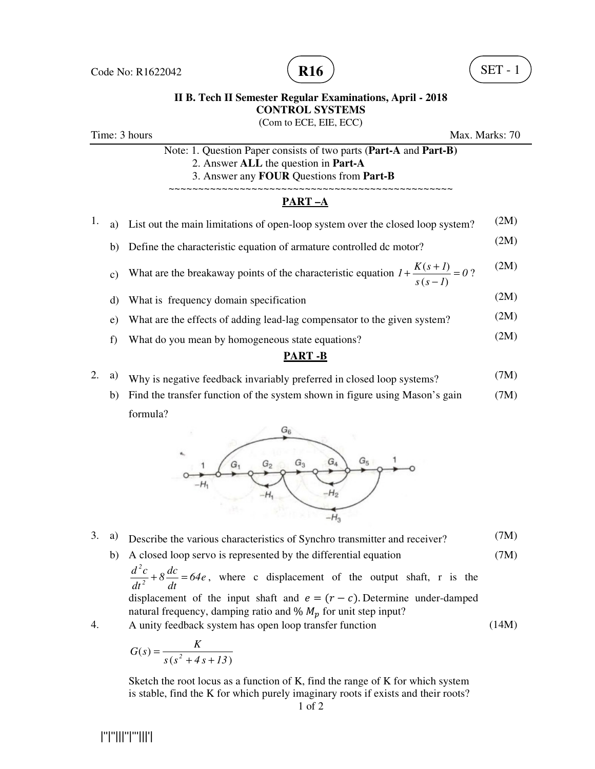Code No: R1622042

**R16**

SET - 1

**II B. Tech II Semester Regular Examinations, April - 2018**
**CONTROL SYSTEMS**
(Com to ECE, EIE, ECC)

Time: 3 hours — Max. Marks: 70

Note: 1. Question Paper consists of two parts (**Part-A** and **Part-B)**
2. Answer **ALL** the question in **Part-A**
3. Answer any **FOUR** Questions from **Part-B**

~~~~~~~~~~~~~~~~~~~~~~~~~~~~~~~~~~~~~~~~~~~~~~~~~~~~

## PART –A

1. a) List out the main limitations of open-loop system over the closed loop system? (2M)

   b) Define the characteristic equation of armature controlled dc motor? (2M)

   c) What are the breakaway points of the characteristic equation $1+\frac{K(s+1)}{s(s-1)}=0$ ? (2M)

   d) What is frequency domain specification (2M)

   e) What are the effects of adding lead-lag compensator to the given system? (2M)

   f) What do you mean by homogeneous state equations? (2M)

## PART -B

2. a) Why is negative feedback invariably preferred in closed loop systems? (7M)

   b) Find the transfer function of the system shown in figure using Mason's gain formula? (7M)

3. a) Describe the various characteristics of Synchro transmitter and receiver? (7M)

   b) A closed loop servo is represented by the differential equation (7M)
   $\frac{d^2c}{dt^2}+8\frac{dc}{dt}=64e$, where c displacement of the output shaft, r is the displacement of the input shaft and $e=(r-c)$. Determine under-damped natural frequency, damping ratio and % $M_p$ for unit step input?

4. A unity feedback system has open loop transfer function (14M)

$$G(s)=\frac{K}{s(s^2+4s+13)}$$

Sketch the root locus as a function of K, find the range of K for which system is stable, find the K for which purely imaginary roots if exists and their roots?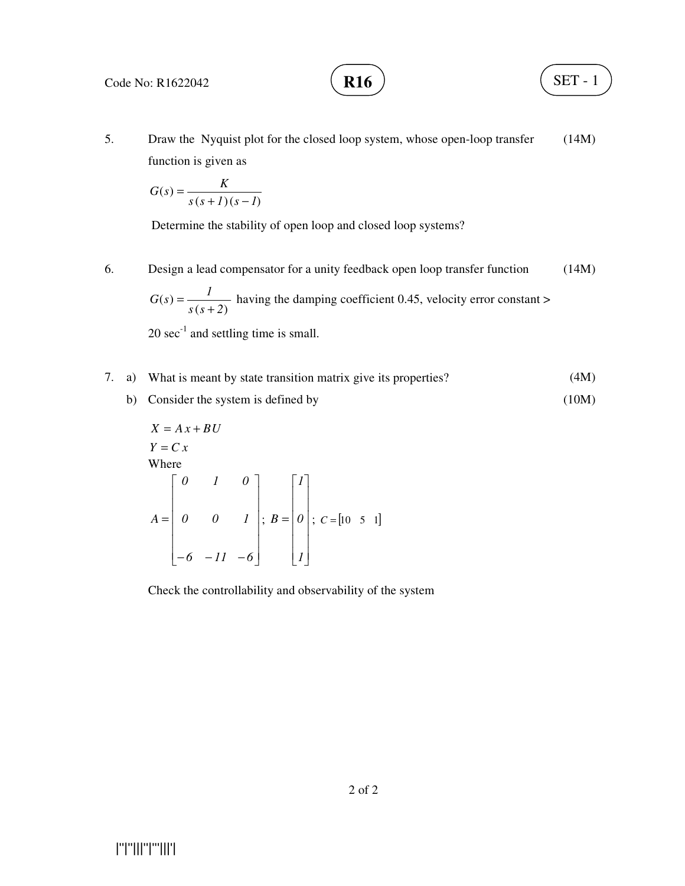5. Draw the Nyquist plot for the closed loop system, whose open-loop transfer function is given as (14M)

$$G(s) = \frac{K}{s(s+1)(s-1)}$$

Determine the stability of open loop and closed loop systems?

6. Design a lead compensator for a unity feedback open loop transfer function $G(s) = \frac{1}{s(s+2)}$ having the damping coefficient 0.45, velocity error constant > 20 sec$^{-1}$ and settling time is small. (14M)

7. a) What is meant by state transition matrix give its properties? (4M)

   b) Consider the system is defined by (10M)

$$X = Ax + BU$$
$$Y = Cx$$

Where

$$A = \begin{bmatrix} 0 & 1 & 0 \\ 0 & 0 & 1 \\ -6 & -11 & -6 \end{bmatrix}; \; B = \begin{bmatrix} 1 \\ 0 \\ 1 \end{bmatrix}; \; C = \begin{bmatrix} 10 & 5 & 1 \end{bmatrix}$$

Check the controllability and observability of the system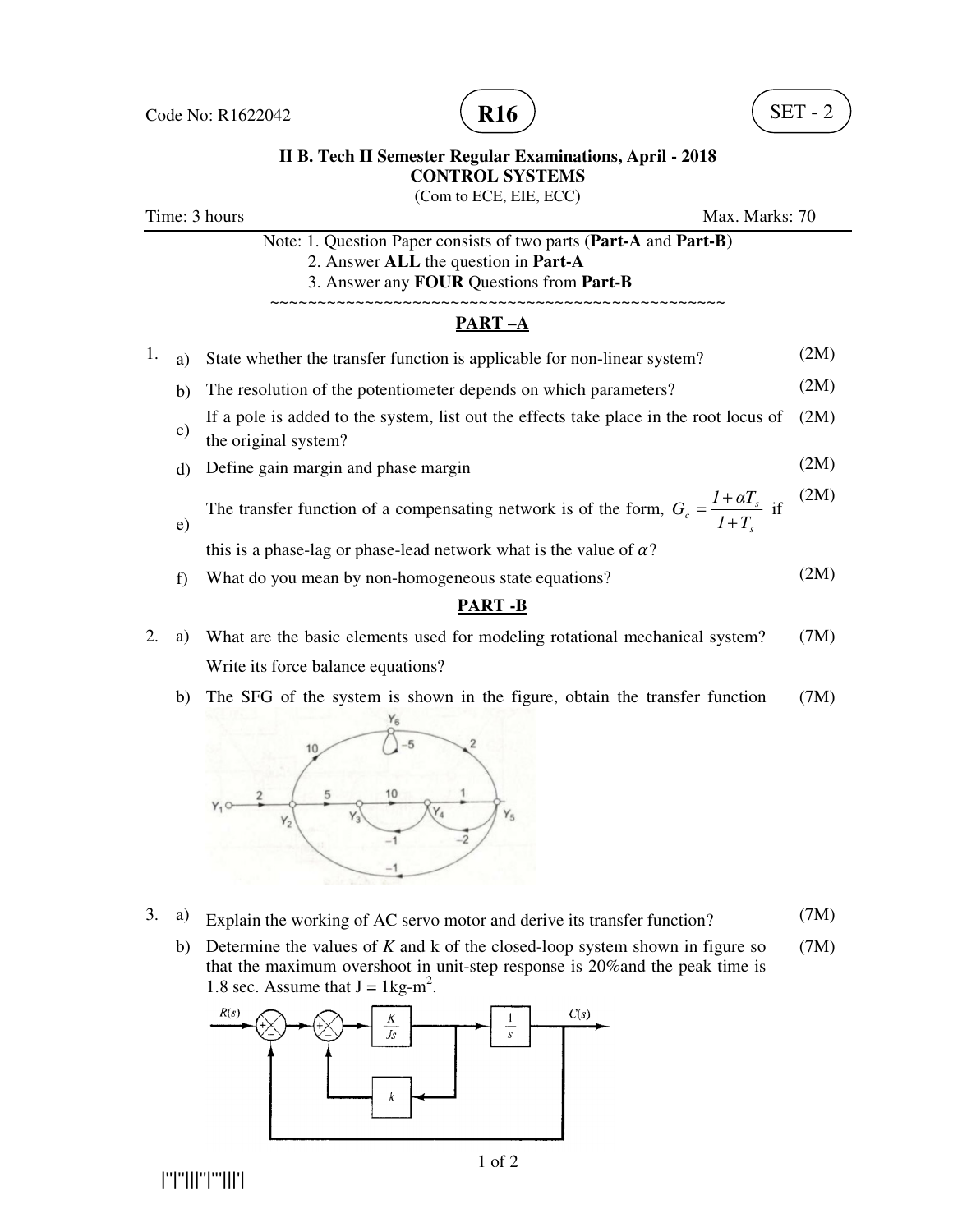Code No: R1622042 **R16** SET - 2

**II B. Tech II Semester Regular Examinations, April - 2018**
**CONTROL SYSTEMS**
(Com to ECE, EIE, ECC)

Time: 3 hours Max. Marks: 70

Note: 1. Question Paper consists of two parts (**Part-A** and **Part-B)**
2. Answer **ALL** the question in **Part-A**
3. Answer any **FOUR** Questions from **Part-B**

~~~~~~~~~~~~~~~~~~~~~~~~~~~~~~~~~~~~~~~~~~~~~~~~~~~~

## PART –A

1.
a) State whether the transfer function is applicable for non-linear system? (2M)
b) The resolution of the potentiometer depends on which parameters? (2M)
c) If a pole is added to the system, list out the effects take place in the root locus of the original system? (2M)
d) Define gain margin and phase margin (2M)
e) The transfer function of a compensating network is of the form, $G_c = \frac{1+\alpha T_s}{1+T_s}$ if this is a phase-lag or phase-lead network what is the value of $\alpha$? (2M)
f) What do you mean by non-homogeneous state equations? (2M)

## PART -B

2.
a) What are the basic elements used for modeling rotational mechanical system? Write its force balance equations? (7M)
b) The SFG of the system is shown in the figure, obtain the transfer function (7M)

3.
a) Explain the working of AC servo motor and derive its transfer function? (7M)
b) Determine the values of $K$ and k of the closed-loop system shown in figure so that the maximum overshoot in unit-step response is 20%and the peak time is 1.8 sec. Assume that J = 1kg-m$^2$. (7M)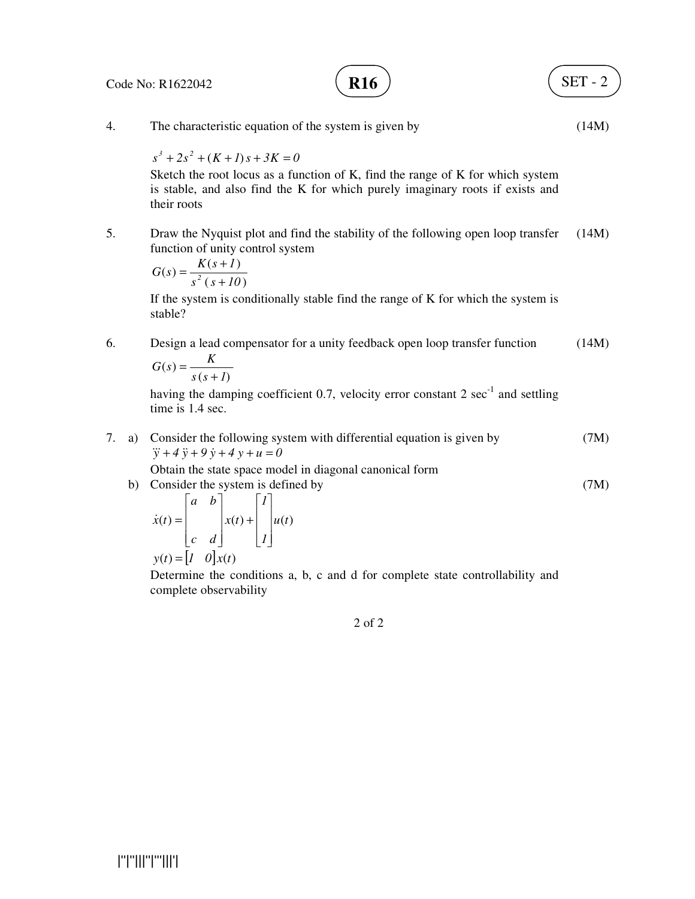4. The characteristic equation of the system is given by (14M)

$$s^3 + 2s^2 + (K+1)s + 3K = 0$$

Sketch the root locus as a function of K, find the range of K for which system is stable, and also find the K for which purely imaginary roots if exists and their roots

5. Draw the Nyquist plot and find the stability of the following open loop transfer function of unity control system (14M)

$$G(s) = \frac{K(s+1)}{s^2\,(s+10)}$$

If the system is conditionally stable find the range of K for which the system is stable?

6. Design a lead compensator for a unity feedback open loop transfer function (14M)

$$G(s) = \frac{K}{s(s+1)}$$

having the damping coefficient 0.7, velocity error constant 2 sec$^{-1}$ and settling time is 1.4 sec.

7. a) Consider the following system with differential equation is given by (7M)

$$\dddot{y} + 4\,\ddot{y} + 9\,\dot{y} + 4\,y + u = 0$$

Obtain the state space model in diagonal canonical form

b) Consider the system is defined by (7M)

$$\dot{x}(t) = \begin{bmatrix} a & b \\ c & d \end{bmatrix} x(t) + \begin{bmatrix} 1 \\ 1 \end{bmatrix} u(t)$$

$$y(t) = \begin{bmatrix} 1 & 0 \end{bmatrix} x(t)$$

Determine the conditions a, b, c and d for complete state controllability and complete observability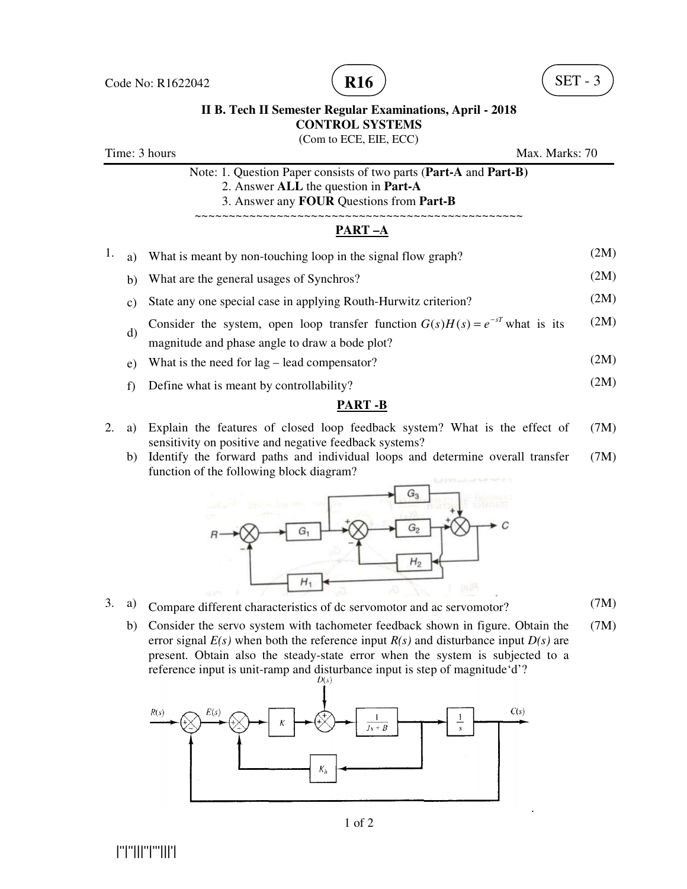Code No: R1622042

**R16**

SET - 3

**II B. Tech II Semester Regular Examinations, April - 2018**
**CONTROL SYSTEMS**
(Com to ECE, EIE, ECC)

Time: 3 hours | Max. Marks: 70

Note: 1. Question Paper consists of two parts (**Part-A** and **Part-B)**
2. Answer **ALL** the question in **Part-A**
3. Answer any **FOUR** Questions from **Part-B**

~~~~~~~~~~~~~~~~~~~~~~~~~~~~~~~~~~~~~~~~~~~~~~~~~~~~~

## PART –A

1. a) What is meant by non-touching loop in the signal flow graph? (2M)

   b) What are the general usages of Synchros? (2M)

   c) State any one special case in applying Routh-Hurwitz criterion? (2M)

   d) Consider the system, open loop transfer function $G(s)H(s) = e^{-sT}$ what is its magnitude and phase angle to draw a bode plot? (2M)

   e) What is the need for lag – lead compensator? (2M)

   f) Define what is meant by controllability? (2M)

## PART -B

2. a) Explain the features of closed loop feedback system? What is the effect of sensitivity on positive and negative feedback systems? (7M)

   b) Identify the forward paths and individual loops and determine overall transfer function of the following block diagram? (7M)

3. a) Compare different characteristics of dc servomotor and ac servomotor? (7M)

   b) Consider the servo system with tachometer feedback shown in figure. Obtain the error signal *E(s)* when both the reference input *R(s)* and disturbance input *D(s)* are present. Obtain also the steady-state error when the system is subjected to a reference input is unit-ramp and disturbance input is step of magnitude'd'? (7M)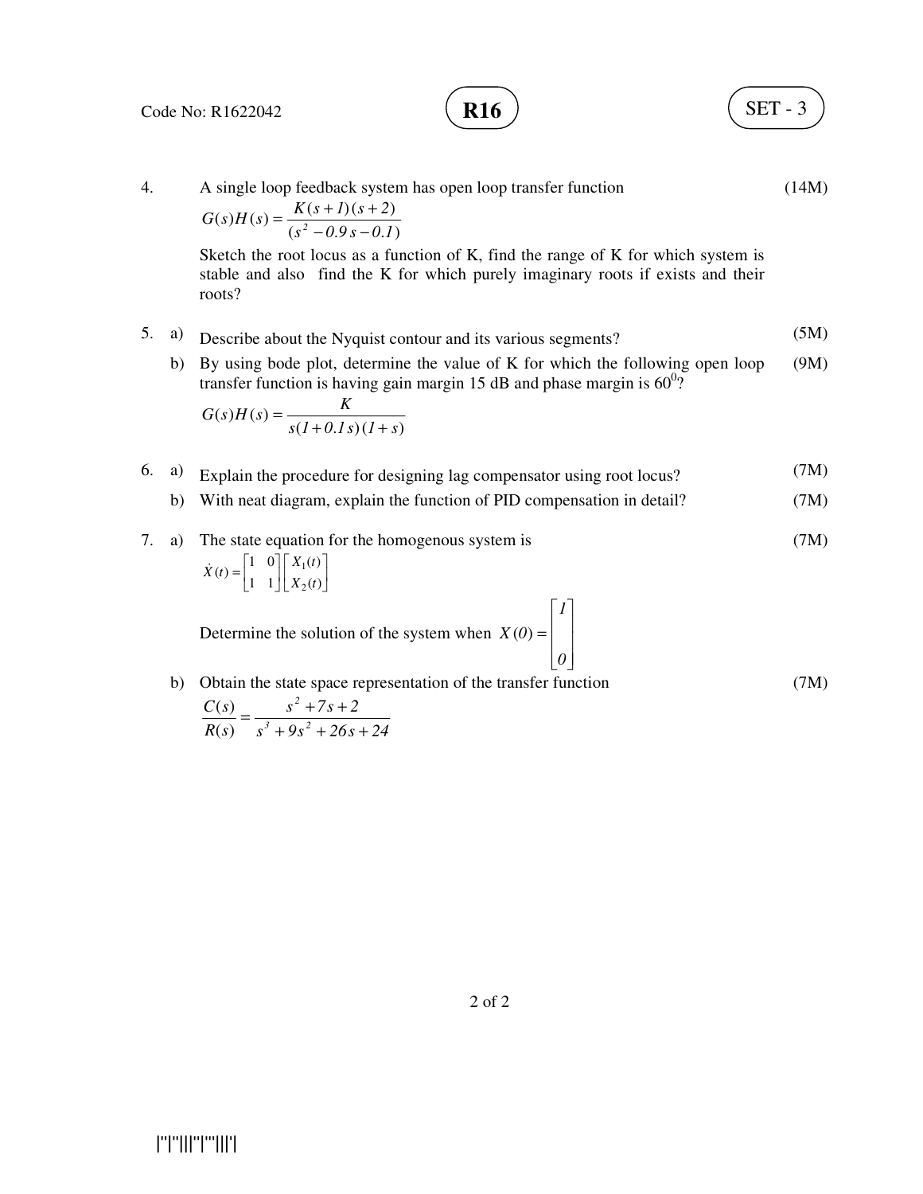4. A single loop feedback system has open loop transfer function (14M)

$$G(s)H(s) = \frac{K(s+1)(s+2)}{(s^2 - 0.9s - 0.1)}$$

Sketch the root locus as a function of K, find the range of K for which system is stable and also find the K for which purely imaginary roots if exists and their roots?

5. a) Describe about the Nyquist contour and its various segments? (5M)

   b) By using bode plot, determine the value of K for which the following open loop transfer function is having gain margin 15 dB and phase margin is $60^0$? (9M)

$$G(s)H(s) = \frac{K}{s(1+0.1s)(1+s)}$$

6. a) Explain the procedure for designing lag compensator using root locus? (7M)

   b) With neat diagram, explain the function of PID compensation in detail? (7M)

7. a) The state equation for the homogenous system is (7M)

$$\dot{X}(t) = \begin{bmatrix} 1 & 0 \\ 1 & 1 \end{bmatrix} \begin{bmatrix} X_1(t) \\ X_2(t) \end{bmatrix}$$

Determine the solution of the system when $X(0) = \begin{bmatrix} 1 \\ 0 \end{bmatrix}$

   b) Obtain the state space representation of the transfer function (7M)

$$\frac{C(s)}{R(s)} = \frac{s^2 + 7s + 2}{s^3 + 9s^2 + 26s + 24}$$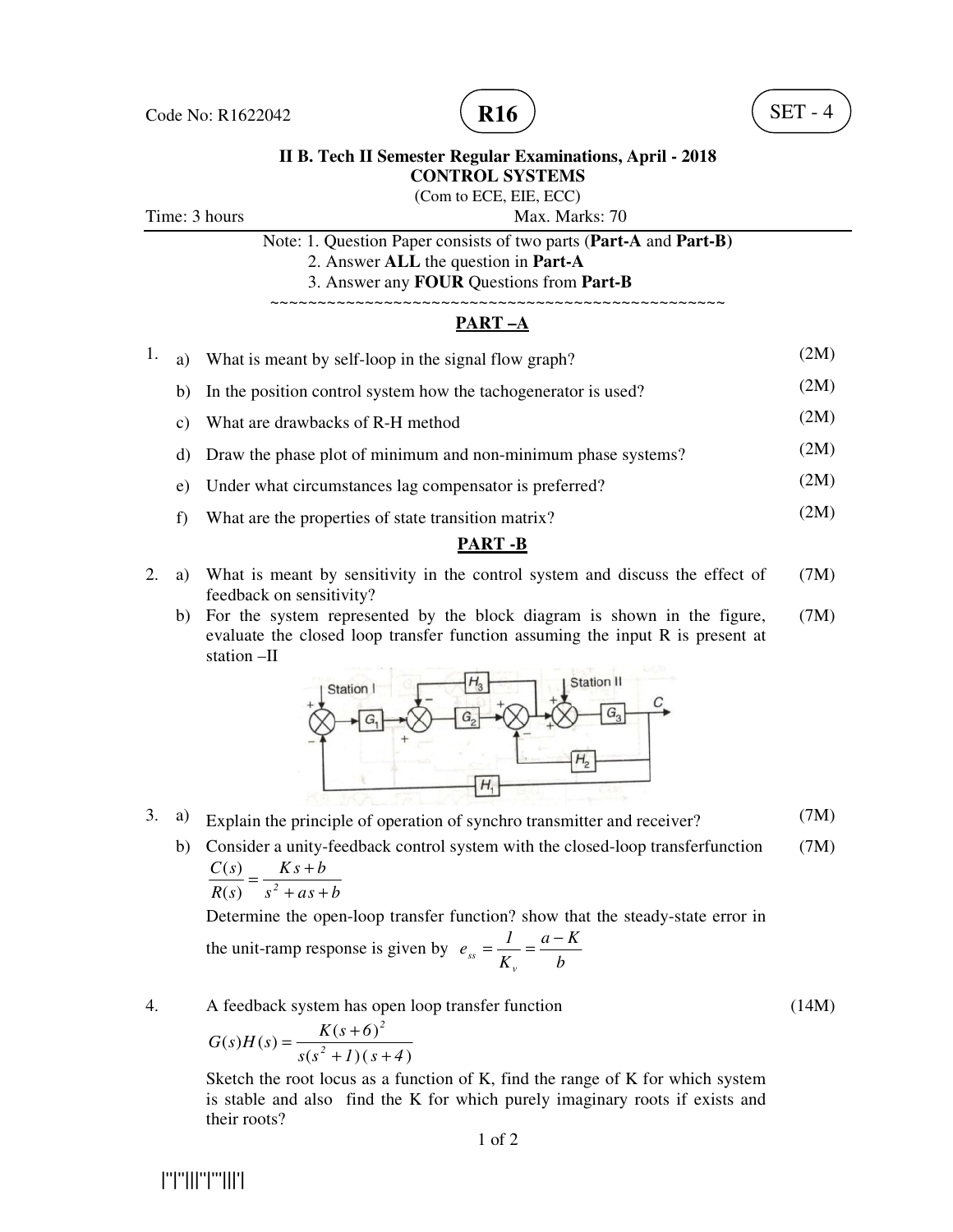Code No: R1622042 **R16** SET - 4

**II B. Tech II Semester Regular Examinations, April - 2018**
**CONTROL SYSTEMS**
(Com to ECE, EIE, ECC)

Time: 3 hours Max. Marks: 70

Note: 1. Question Paper consists of two parts (**Part-A** and **Part-B)**
2. Answer **ALL** the question in **Part-A**
3. Answer any **FOUR** Questions from **Part-B**

~~~~~~~~~~~~~~~~~~~~~~~~~~~~~~~~~~~~~~~~~~~~~~~~~~~~

## PART –A

1. a) What is meant by self-loop in the signal flow graph? (2M)
   b) In the position control system how the tachogenerator is used? (2M)
   c) What are drawbacks of R-H method (2M)
   d) Draw the phase plot of minimum and non-minimum phase systems? (2M)
   e) Under what circumstances lag compensator is preferred? (2M)
   f) What are the properties of state transition matrix? (2M)

## PART -B

2. a) What is meant by sensitivity in the control system and discuss the effect of feedback on sensitivity? (7M)
   b) For the system represented by the block diagram is shown in the figure, evaluate the closed loop transfer function assuming the input R is present at station –II (7M)

3. a) Explain the principle of operation of synchro transmitter and receiver? (7M)
   b) Consider a unity-feedback control system with the closed-loop transferfunction (7M)
   $$\frac{C(s)}{R(s)} = \frac{Ks+b}{s^2+as+b}$$
   Determine the open-loop transfer function? show that the steady-state error in the unit-ramp response is given by $e_{ss} = \frac{1}{K_v} = \frac{a-K}{b}$

4. A feedback system has open loop transfer function (14M)
   $$G(s)H(s) = \frac{K(s+6)^2}{s(s^2+1)(s+4)}$$
   Sketch the root locus as a function of K, find the range of K for which system is stable and also find the K for which purely imaginary roots if exists and their roots?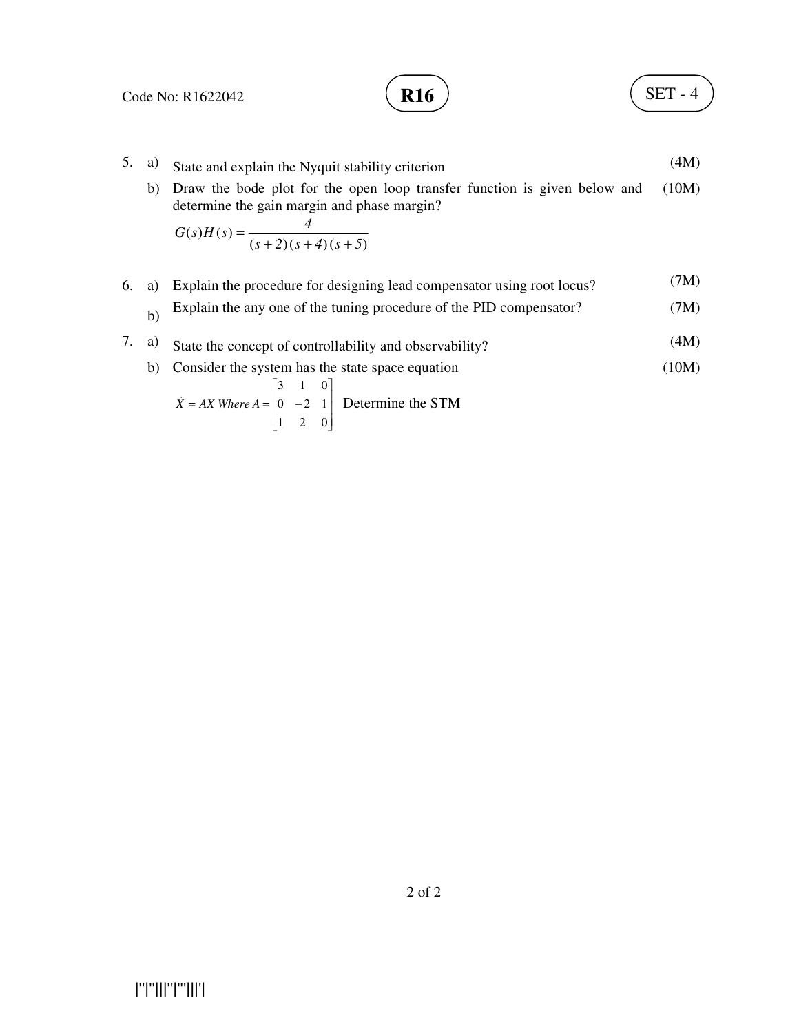5. a) State and explain the Nyquit stability criterion (4M)

   b) Draw the bode plot for the open loop transfer function is given below and determine the gain margin and phase margin? (10M)

$$G(s)H(s) = \frac{4}{(s+2)(s+4)(s+5)}$$

6. a) Explain the procedure for designing lead compensator using root locus? (7M)

   b) Explain the any one of the tuning procedure of the PID compensator? (7M)

7. a) State the concept of controllability and observability? (4M)

   b) Consider the system has the state space equation (10M)

$$\dot{X} = AX \text{ Where } A = \begin{bmatrix} 3 & 1 & 0 \\ 0 & -2 & 1 \\ 1 & 2 & 0 \end{bmatrix}$$ Determine the STM